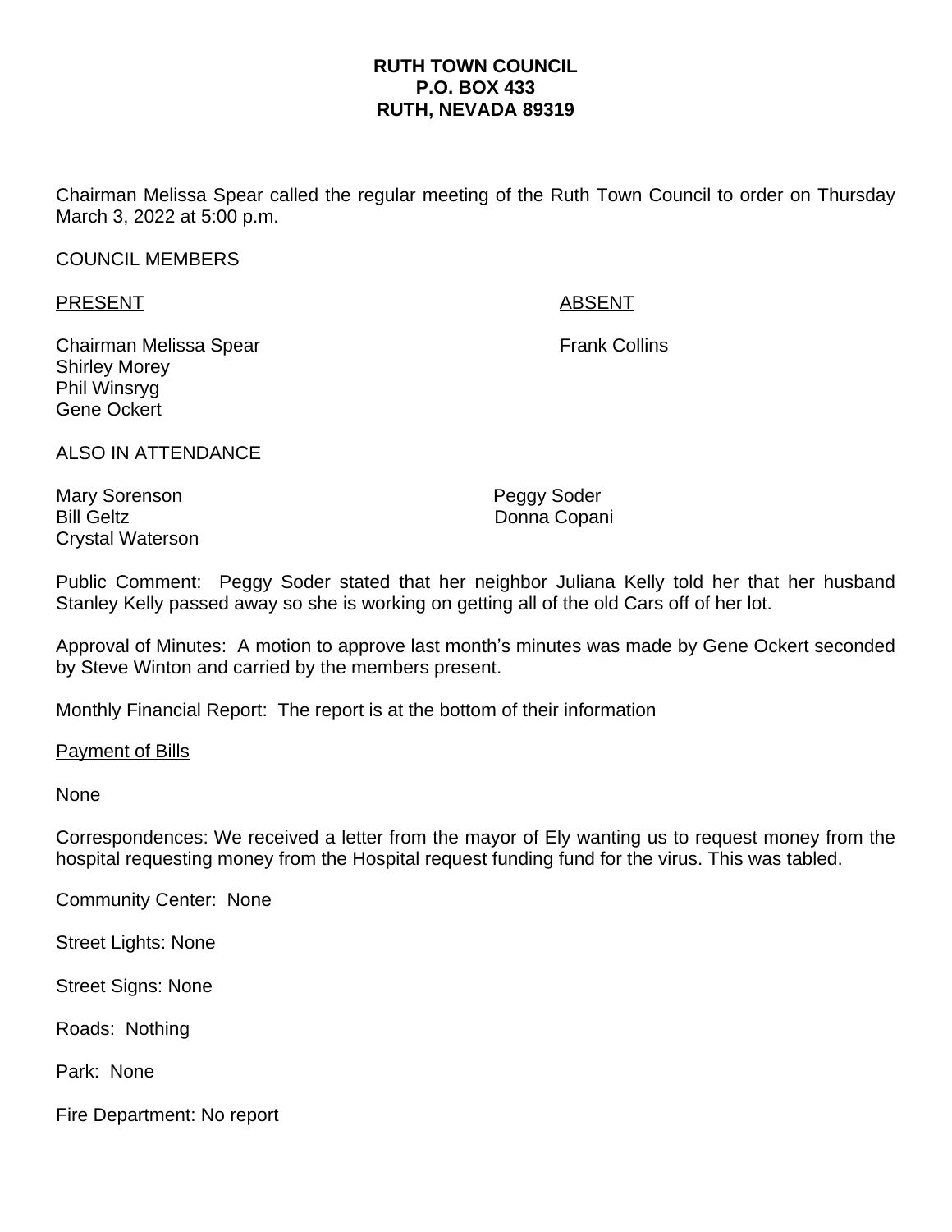**RUTH TOWN COUNCIL**
**P.O. BOX 433**
**RUTH, NEVADA 89319**

Chairman Melissa Spear called the regular meeting of the Ruth Town Council to order on Thursday March 3, 2022 at 5:00 p.m.

COUNCIL MEMBERS

| PRESENT | ABSENT |
|---|---|
| Chairman Melissa Spear | Frank Collins |
| Shirley Morey | |
| Phil Winsryg | |
| Gene Ockert | |

ALSO IN ATTENDANCE

| | |
|---|---|
| Mary Sorenson | Peggy Soder |
| Bill Geltz | Donna Copani |
| Crystal Waterson | |

Public Comment: Peggy Soder stated that her neighbor Juliana Kelly told her that her husband Stanley Kelly passed away so she is working on getting all of the old Cars off of her lot.

Approval of Minutes: A motion to approve last month's minutes was made by Gene Ockert seconded by Steve Winton and carried by the members present.

Monthly Financial Report: The report is at the bottom of their information

Payment of Bills

None

Correspondences: We received a letter from the mayor of Ely wanting us to request money from the hospital requesting money from the Hospital request funding fund for the virus. This was tabled.

Community Center: None

Street Lights: None

Street Signs: None

Roads: Nothing

Park: None

Fire Department: No report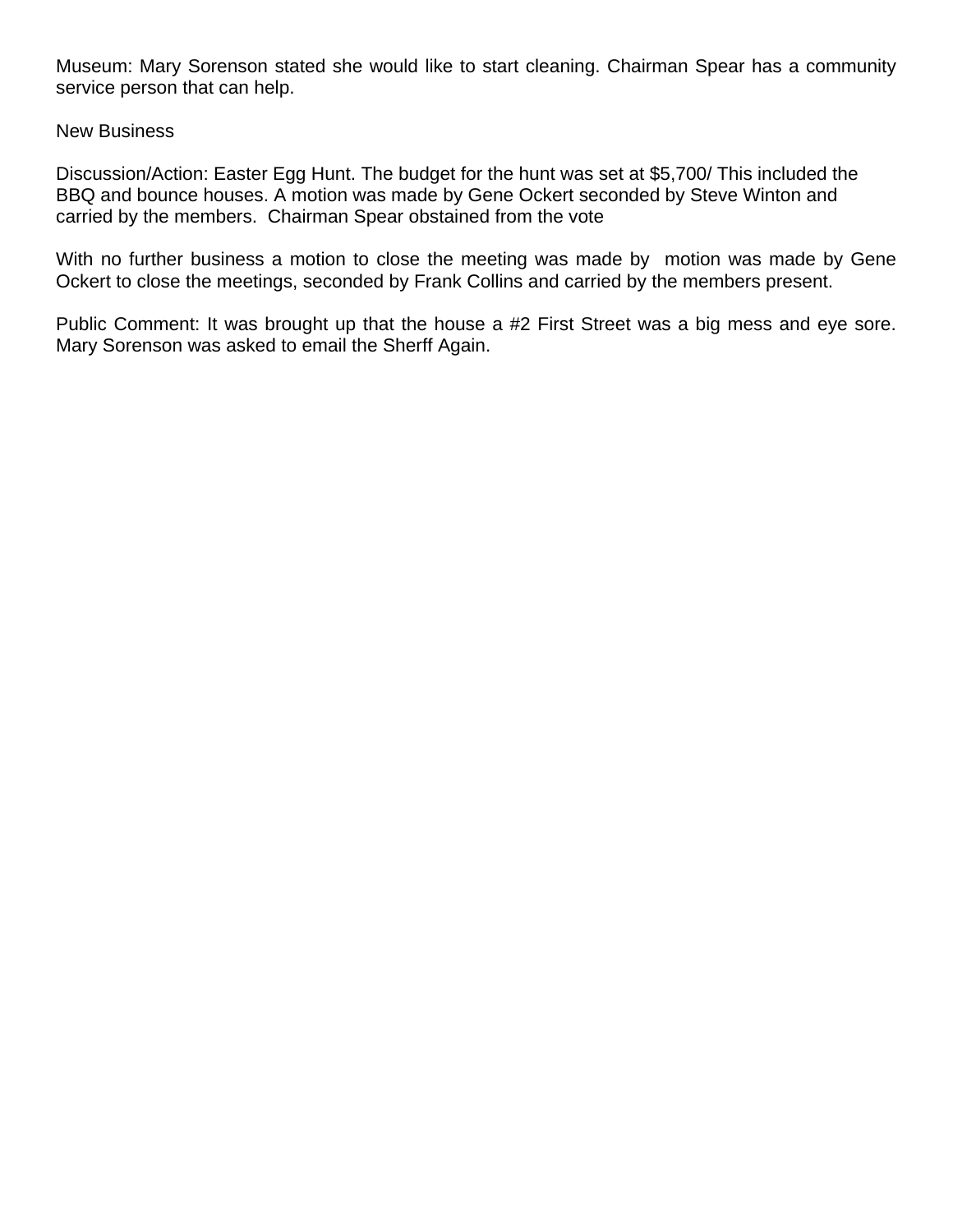Museum: Mary Sorenson stated she would like to start cleaning. Chairman Spear has a community service person that can help.

New Business

Discussion/Action: Easter Egg Hunt. The budget for the hunt was set at $5,700/ This included the BBQ and bounce houses. A motion was made by Gene Ockert seconded by Steve Winton and carried by the members.  Chairman Spear obstained from the vote

With no further business a motion to close the meeting was made by  motion was made by Gene Ockert to close the meetings, seconded by Frank Collins and carried by the members present.

Public Comment: It was brought up that the house a #2 First Street was a big mess and eye sore. Mary Sorenson was asked to email the Sherff Again.